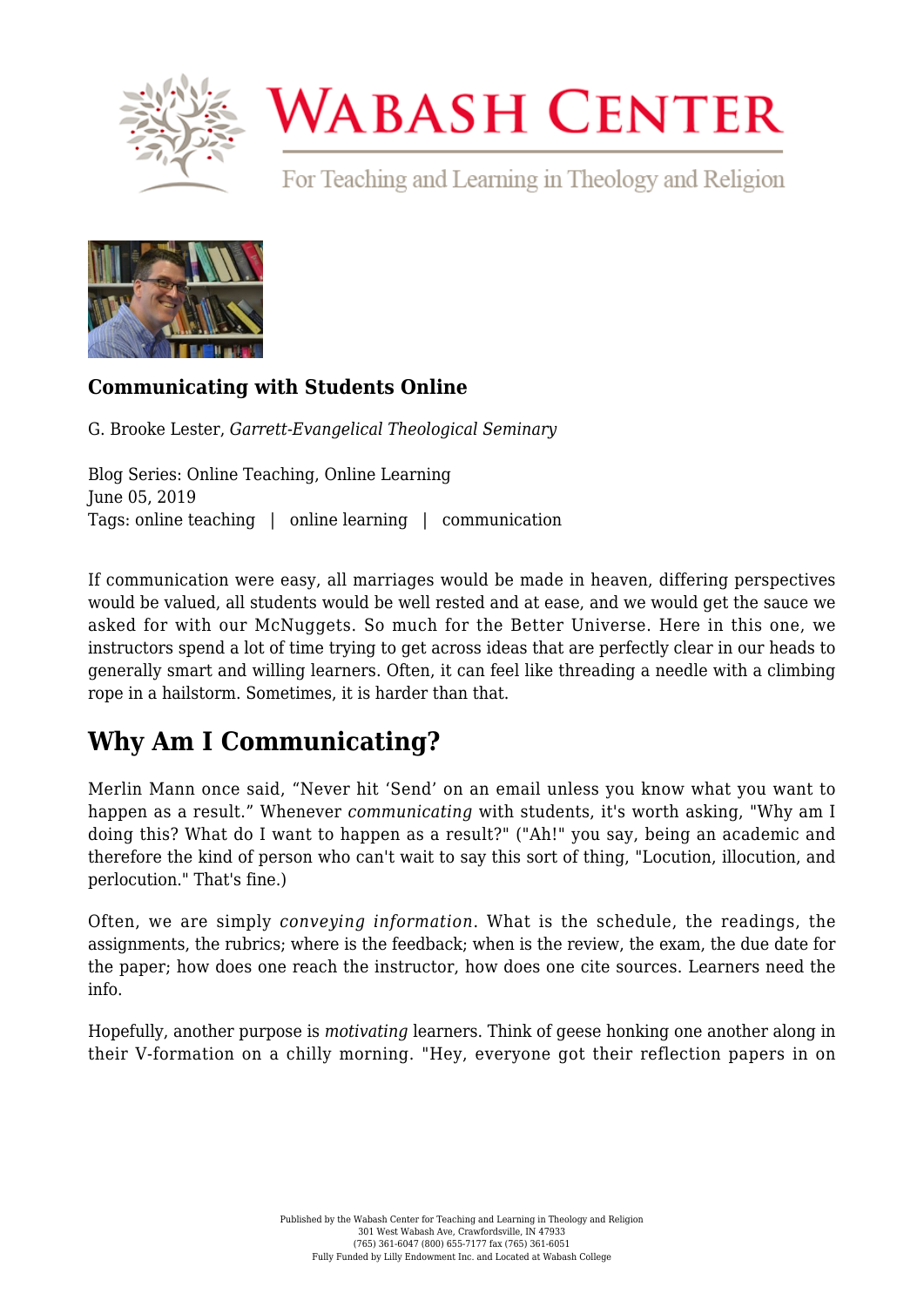# Wabash Center

For Teaching and Learning in Theology and Religion

### Communicating with Students Online

G. Brooke Lester, *Garrett-Evangelical Theological Seminary*

Blog Series: Online Teaching, Online Learning
June 05, 2019
Tags: online teaching | online learning | communication

If communication were easy, all marriages would be made in heaven, differing perspectives would be valued, all students would be well rested and at ease, and we would get the sauce we asked for with our McNuggets. So much for the Better Universe. Here in this one, we instructors spend a lot of time trying to get across ideas that are perfectly clear in our heads to generally smart and willing learners. Often, it can feel like threading a needle with a climbing rope in a hailstorm. Sometimes, it is harder than that.

## Why Am I Communicating?

Merlin Mann once said, "Never hit 'Send' on an email unless you know what you want to happen as a result." Whenever *communicating* with students, it's worth asking, "Why am I doing this? What do I want to happen as a result?" ("Ah!" you say, being an academic and therefore the kind of person who can't wait to say this sort of thing, "Locution, illocution, and perlocution." That's fine.)

Often, we are simply *conveying information*. What is the schedule, the readings, the assignments, the rubrics; where is the feedback; when is the review, the exam, the due date for the paper; how does one reach the instructor, how does one cite sources. Learners need the info.

Hopefully, another purpose is *motivating* learners. Think of geese honking one another along in their V-formation on a chilly morning. "Hey, everyone got their reflection papers in on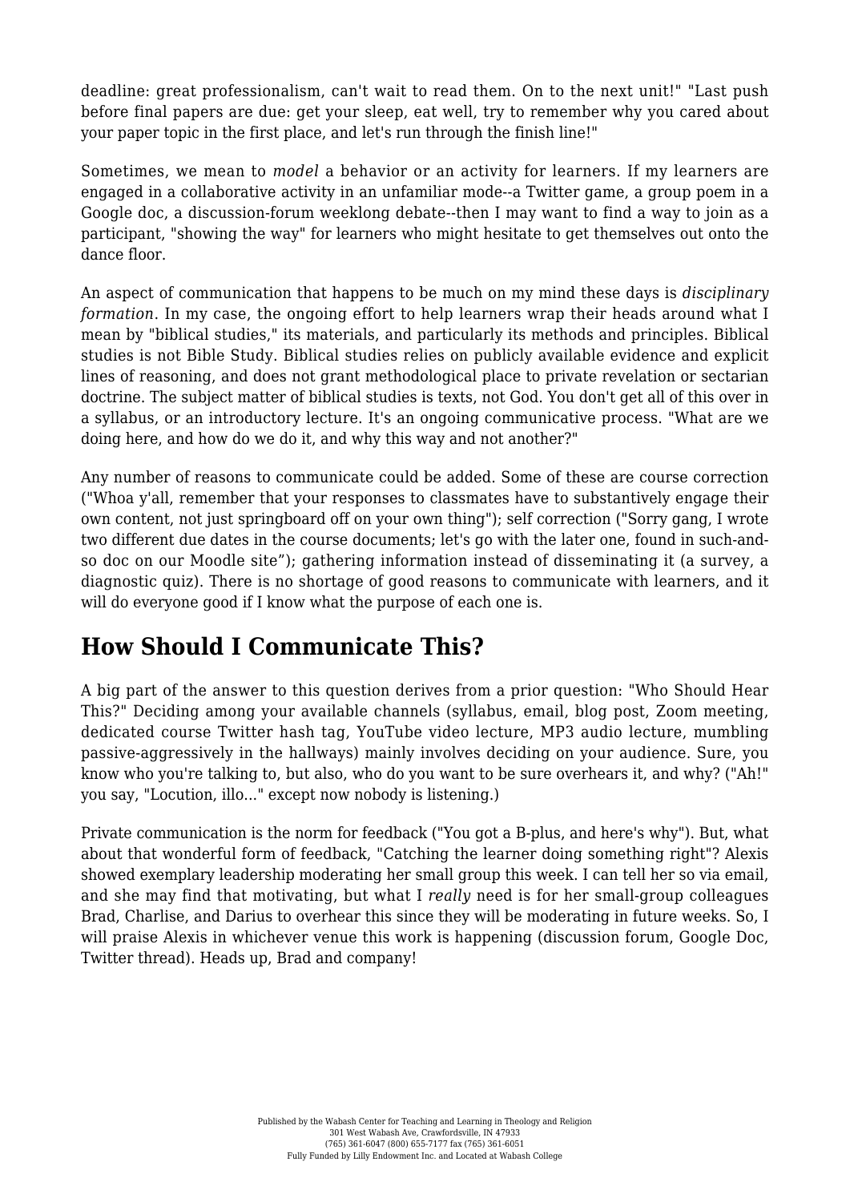deadline: great professionalism, can't wait to read them. On to the next unit!" "Last push before final papers are due: get your sleep, eat well, try to remember why you cared about your paper topic in the first place, and let's run through the finish line!"

Sometimes, we mean to *model* a behavior or an activity for learners. If my learners are engaged in a collaborative activity in an unfamiliar mode--a Twitter game, a group poem in a Google doc, a discussion-forum weeklong debate--then I may want to find a way to join as a participant, "showing the way" for learners who might hesitate to get themselves out onto the dance floor.

An aspect of communication that happens to be much on my mind these days is *disciplinary formation*. In my case, the ongoing effort to help learners wrap their heads around what I mean by "biblical studies," its materials, and particularly its methods and principles. Biblical studies is not Bible Study. Biblical studies relies on publicly available evidence and explicit lines of reasoning, and does not grant methodological place to private revelation or sectarian doctrine. The subject matter of biblical studies is texts, not God. You don't get all of this over in a syllabus, or an introductory lecture. It's an ongoing communicative process. "What are we doing here, and how do we do it, and why this way and not another?"

Any number of reasons to communicate could be added. Some of these are course correction ("Whoa y'all, remember that your responses to classmates have to substantively engage their own content, not just springboard off on your own thing"); self correction ("Sorry gang, I wrote two different due dates in the course documents; let's go with the later one, found in such-and-so doc on our Moodle site"); gathering information instead of disseminating it (a survey, a diagnostic quiz). There is no shortage of good reasons to communicate with learners, and it will do everyone good if I know what the purpose of each one is.

## How Should I Communicate This?

A big part of the answer to this question derives from a prior question: "Who Should Hear This?" Deciding among your available channels (syllabus, email, blog post, Zoom meeting, dedicated course Twitter hash tag, YouTube video lecture, MP3 audio lecture, mumbling passive-aggressively in the hallways) mainly involves deciding on your audience. Sure, you know who you're talking to, but also, who do you want to be sure overhears it, and why? ("Ah!" you say, "Locution, illo..." except now nobody is listening.)

Private communication is the norm for feedback ("You got a B-plus, and here's why"). But, what about that wonderful form of feedback, "Catching the learner doing something right"? Alexis showed exemplary leadership moderating her small group this week. I can tell her so via email, and she may find that motivating, but what I *really* need is for her small-group colleagues Brad, Charlise, and Darius to overhear this since they will be moderating in future weeks. So, I will praise Alexis in whichever venue this work is happening (discussion forum, Google Doc, Twitter thread). Heads up, Brad and company!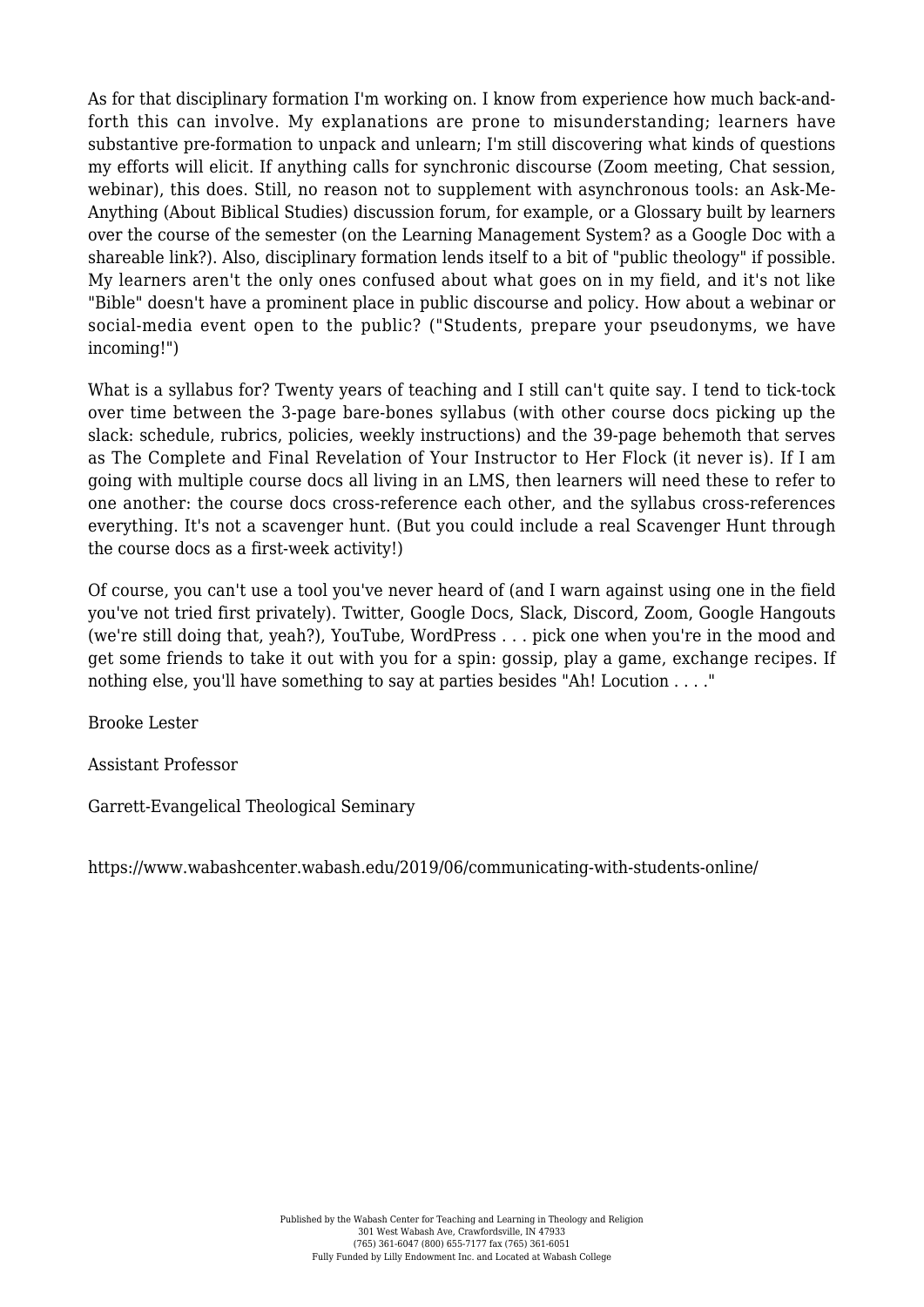As for that disciplinary formation I'm working on. I know from experience how much back-and-forth this can involve. My explanations are prone to misunderstanding; learners have substantive pre-formation to unpack and unlearn; I'm still discovering what kinds of questions my efforts will elicit. If anything calls for synchronic discourse (Zoom meeting, Chat session, webinar), this does. Still, no reason not to supplement with asynchronous tools: an Ask-Me-Anything (About Biblical Studies) discussion forum, for example, or a Glossary built by learners over the course of the semester (on the Learning Management System? as a Google Doc with a shareable link?). Also, disciplinary formation lends itself to a bit of "public theology" if possible. My learners aren't the only ones confused about what goes on in my field, and it's not like "Bible" doesn't have a prominent place in public discourse and policy. How about a webinar or social-media event open to the public? ("Students, prepare your pseudonyms, we have incoming!")

What is a syllabus for? Twenty years of teaching and I still can't quite say. I tend to tick-tock over time between the 3-page bare-bones syllabus (with other course docs picking up the slack: schedule, rubrics, policies, weekly instructions) and the 39-page behemoth that serves as The Complete and Final Revelation of Your Instructor to Her Flock (it never is). If I am going with multiple course docs all living in an LMS, then learners will need these to refer to one another: the course docs cross-reference each other, and the syllabus cross-references everything. It's not a scavenger hunt. (But you could include a real Scavenger Hunt through the course docs as a first-week activity!)

Of course, you can't use a tool you've never heard of (and I warn against using one in the field you've not tried first privately). Twitter, Google Docs, Slack, Discord, Zoom, Google Hangouts (we're still doing that, yeah?), YouTube, WordPress . . . pick one when you're in the mood and get some friends to take it out with you for a spin: gossip, play a game, exchange recipes. If nothing else, you'll have something to say at parties besides "Ah! Locution . . . ."

Brooke Lester

Assistant Professor

Garrett-Evangelical Theological Seminary

https://www.wabashcenter.wabash.edu/2019/06/communicating-with-students-online/